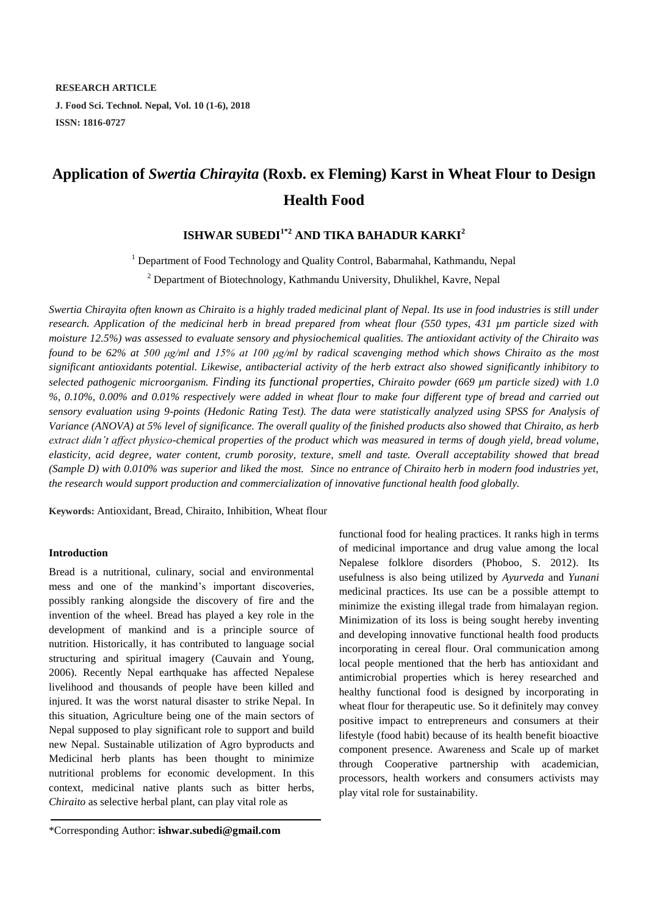**RESEARCH ARTICLE**
**J. Food Sci. Technol. Nepal, Vol. 10 (1-6), 2018**
**ISSN: 1816-0727**

# Application of *Swertia Chirayita* (Roxb. ex Fleming) Karst in Wheat Flour to Design Health Food

## ISHWAR SUBEDI[1*2] AND TIKA BAHADUR KARKI[2]

[1] Department of Food Technology and Quality Control, Babarmahal, Kathmandu, Nepal

[2] Department of Biotechnology, Kathmandu University, Dhulikhel, Kavre, Nepal

*Swertia Chirayita often known as Chiraito is a highly traded medicinal plant of Nepal. Its use in food industries is still under research. Application of the medicinal herb in bread prepared from wheat flour (550 types, 431 µm particle sized with moisture 12.5%) was assessed to evaluate sensory and physiochemical qualities. The antioxidant activity of the Chiraito was found to be 62% at 500 µg/ml and 15% at 100 µg/ml by radical scavenging method which shows Chiraito as the most significant antioxidants potential. Likewise, antibacterial activity of the herb extract also showed significantly inhibitory to selected pathogenic microorganism. Finding its functional properties, Chiraito powder (669 µm particle sized) with 1.0 %, 0.10%, 0.00% and 0.01% respectively were added in wheat flour to make four different type of bread and carried out sensory evaluation using 9-points (Hedonic Rating Test). The data were statistically analyzed using SPSS for Analysis of Variance (ANOVA) at 5% level of significance. The overall quality of the finished products also showed that Chiraito, as herb extract didn't affect physico-chemical properties of the product which was measured in terms of dough yield, bread volume, elasticity, acid degree, water content, crumb porosity, texture, smell and taste. Overall acceptability showed that bread (Sample D) with 0.010% was superior and liked the most. Since no entrance of Chiraito herb in modern food industries yet, the research would support production and commercialization of innovative functional health food globally.*

**Keywords:** Antioxidant, Bread, Chiraito, Inhibition, Wheat flour

### Introduction

Bread is a nutritional, culinary, social and environmental mess and one of the mankind's important discoveries, possibly ranking alongside the discovery of fire and the invention of the wheel. Bread has played a key role in the development of mankind and is a principle source of nutrition. Historically, it has contributed to language social structuring and spiritual imagery (Cauvain and Young, 2006). Recently Nepal earthquake has affected Nepalese livelihood and thousands of people have been killed and injured. It was the worst natural disaster to strike Nepal. In this situation, Agriculture being one of the main sectors of Nepal supposed to play significant role to support and build new Nepal. Sustainable utilization of Agro byproducts and Medicinal herb plants has been thought to minimize nutritional problems for economic development. In this context, medicinal native plants such as bitter herbs, *Chiraito* as selective herbal plant, can play vital role as functional food for healing practices. It ranks high in terms of medicinal importance and drug value among the local Nepalese folklore disorders (Phoboo, S. 2012). Its usefulness is also being utilized by *Ayurveda* and *Yunani* medicinal practices. Its use can be a possible attempt to minimize the existing illegal trade from himalayan region. Minimization of its loss is being sought hereby inventing and developing innovative functional health food products incorporating in cereal flour. Oral communication among local people mentioned that the herb has antioxidant and antimicrobial properties which is herey researched and healthy functional food is designed by incorporating in wheat flour for therapeutic use. So it definitely may convey positive impact to entrepreneurs and consumers at their lifestyle (food habit) because of its health benefit bioactive component presence. Awareness and Scale up of market through Cooperative partnership with academician, processors, health workers and consumers activists may play vital role for sustainability.

---

*Corresponding Author: **ishwar.subedi@gmail.com**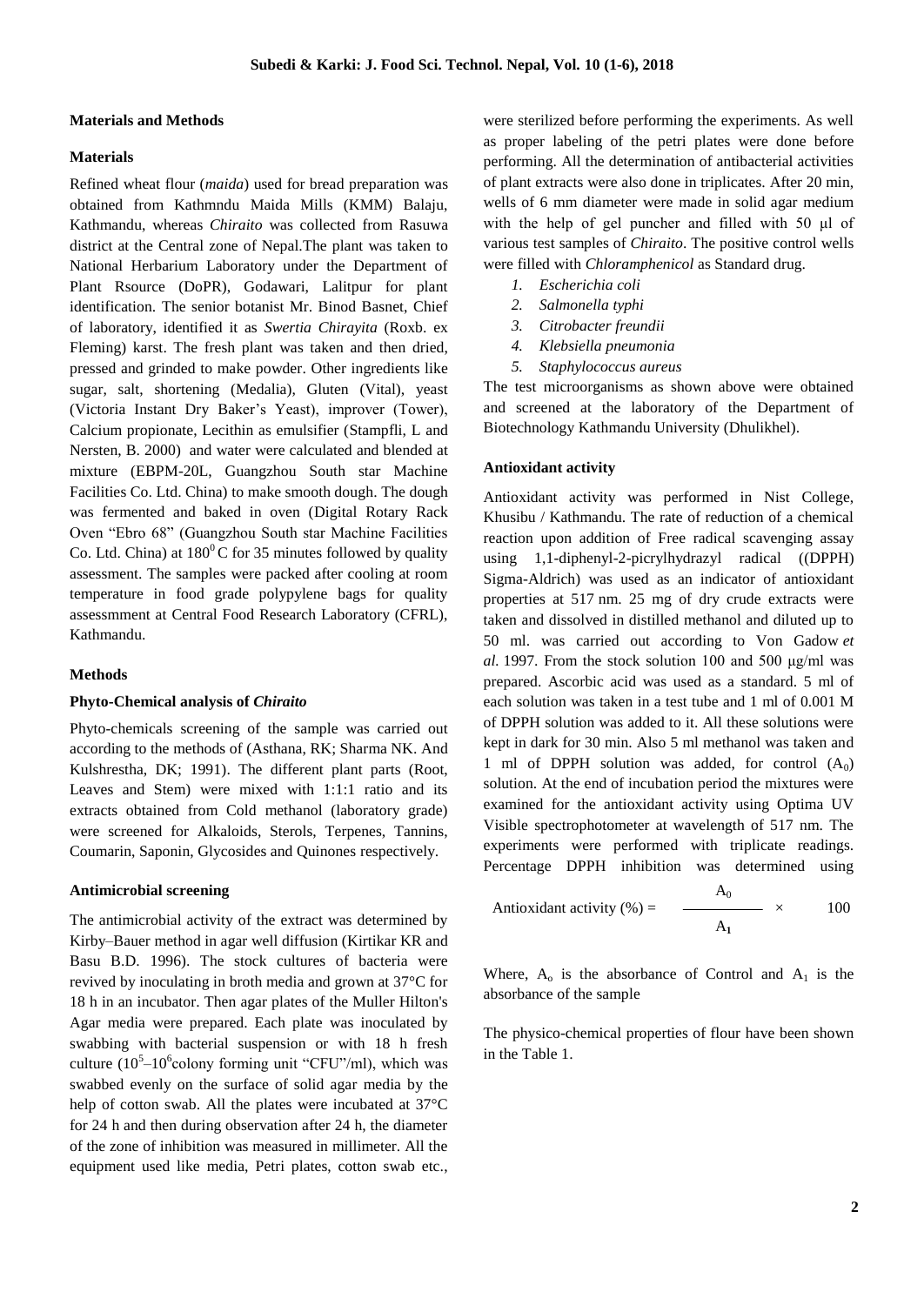## Materials and Methods

### Materials

Refined wheat flour (*maida*) used for bread preparation was obtained from Kathmndu Maida Mills (KMM) Balaju, Kathmandu, whereas *Chiraito* was collected from Rasuwa district at the Central zone of Nepal.The plant was taken to National Herbarium Laboratory under the Department of Plant Rsource (DoPR), Godawari, Lalitpur for plant identification. The senior botanist Mr. Binod Basnet, Chief of laboratory, identified it as *Swertia Chirayita* (Roxb. ex Fleming) karst. The fresh plant was taken and then dried, pressed and grinded to make powder. Other ingredients like sugar, salt, shortening (Medalia), Gluten (Vital), yeast (Victoria Instant Dry Baker's Yeast), improver (Tower), Calcium propionate, Lecithin as emulsifier (Stampfli, L and Nersten, B. 2000) and water were calculated and blended at mixture (EBPM-20L, Guangzhou South star Machine Facilities Co. Ltd. China) to make smooth dough. The dough was fermented and baked in oven (Digital Rotary Rack Oven "Ebro 68" (Guangzhou South star Machine Facilities Co. Ltd. China) at $180^0$ C for 35 minutes followed by quality assessment. The samples were packed after cooling at room temperature in food grade polypylene bags for quality assessmment at Central Food Research Laboratory (CFRL), Kathmandu.

### Methods

#### Phyto-Chemical analysis of *Chiraito*

Phyto-chemicals screening of the sample was carried out according to the methods of (Asthana, RK; Sharma NK. And Kulshrestha, DK; 1991). The different plant parts (Root, Leaves and Stem) were mixed with 1:1:1 ratio and its extracts obtained from Cold methanol (laboratory grade) were screened for Alkaloids, Sterols, Terpenes, Tannins, Coumarin, Saponin, Glycosides and Quinones respectively.

#### Antimicrobial screening

The antimicrobial activity of the extract was determined by Kirby–Bauer method in agar well diffusion (Kirtikar KR and Basu B.D. 1996). The stock cultures of bacteria were revived by inoculating in broth media and grown at 37°C for 18 h in an incubator. Then agar plates of the Muller Hilton's Agar media were prepared. Each plate was inoculated by swabbing with bacterial suspension or with 18 h fresh culture ($10^5$–$10^6$colony forming unit "CFU"/ml), which was swabbed evenly on the surface of solid agar media by the help of cotton swab. All the plates were incubated at 37°C for 24 h and then during observation after 24 h, the diameter of the zone of inhibition was measured in millimeter. All the equipment used like media, Petri plates, cotton swab etc., were sterilized before performing the experiments. As well as proper labeling of the petri plates were done before performing. All the determination of antibacterial activities of plant extracts were also done in triplicates. After 20 min, wells of 6 mm diameter were made in solid agar medium with the help of gel puncher and filled with 50 μl of various test samples of *Chiraito*. The positive control wells were filled with *Chloramphenicol* as Standard drug.

1. *Escherichia coli*
2. *Salmonella typhi*
3. *Citrobacter freundii*
4. *Klebsiella pneumonia*
5. *Staphylococcus aureus*

The test microorganisms as shown above were obtained and screened at the laboratory of the Department of Biotechnology Kathmandu University (Dhulikhel).

#### Antioxidant activity

Antioxidant activity was performed in Nist College, Khusibu / Kathmandu. The rate of reduction of a chemical reaction upon addition of Free radical scavenging assay using 1,1-diphenyl-2-picrylhydrazyl radical ((DPPH) Sigma-Aldrich) was used as an indicator of antioxidant properties at 517 nm. 25 mg of dry crude extracts were taken and dissolved in distilled methanol and diluted up to 50 ml. was carried out according to Von Gadow *et al.* 1997. From the stock solution 100 and 500 μg/ml was prepared. Ascorbic acid was used as a standard. 5 ml of each solution was taken in a test tube and 1 ml of 0.001 M of DPPH solution was added to it. All these solutions were kept in dark for 30 min. Also 5 ml methanol was taken and 1 ml of DPPH solution was added, for control ($A_0$) solution. At the end of incubation period the mixtures were examined for the antioxidant activity using Optima UV Visible spectrophotometer at wavelength of 517 nm. The experiments were performed with triplicate readings. Percentage DPPH inhibition was determined using

$$\text{Antioxidant activity (\%)} = \frac{A_0}{A_1} \times 100$$

Where, $A_o$ is the absorbance of Control and $A_1$ is the absorbance of the sample

The physico-chemical properties of flour have been shown in the Table 1.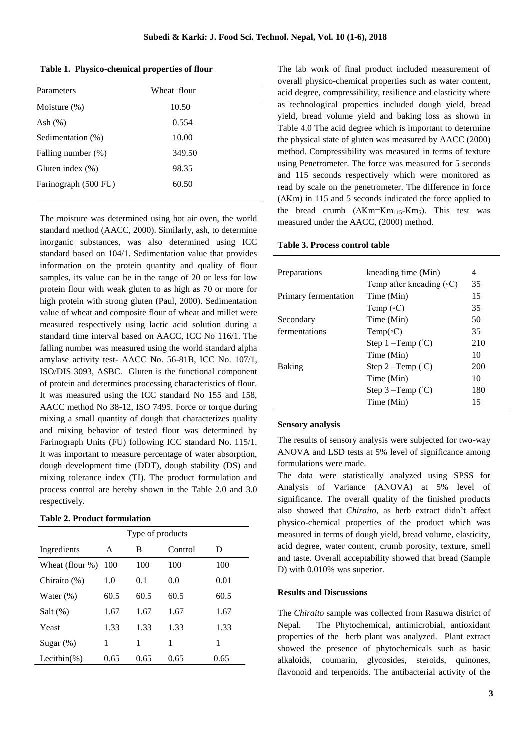**Table 1. Physico-chemical properties of flour**

| Parameters | Wheat flour |
|---|---|
| Moisture (%) | 10.50 |
| Ash (%) | 0.554 |
| Sedimentation (%) | 10.00 |
| Falling number (%) | 349.50 |
| Gluten index (%) | 98.35 |
| Farinograph (500 FU) | 60.50 |

The moisture was determined using hot air oven, the world standard method (AACC, 2000). Similarly, ash, to determine inorganic substances, was also determined using ICC standard based on 104/1. Sedimentation value that provides information on the protein quantity and quality of flour samples, its value can be in the range of 20 or less for low protein flour with weak gluten to as high as 70 or more for high protein with strong gluten (Paul, 2000). Sedimentation value of wheat and composite flour of wheat and millet were measured respectively using lactic acid solution during a standard time interval based on AACC, ICC No 116/1. The falling number was measured using the world standard alpha amylase activity test- AACC No. 56-81B, ICC No. 107/1, ISO/DIS 3093, ASBC. Gluten is the functional component of protein and determines processing characteristics of flour. It was measured using the ICC standard No 155 and 158, AACC method No 38-12, ISO 7495. Force or torque during mixing a small quantity of dough that characterizes quality and mixing behavior of tested flour was determined by Farinograph Units (FU) following ICC standard No. 115/1. It was important to measure percentage of water absorption, dough development time (DDT), dough stability (DS) and mixing tolerance index (TI). The product formulation and process control are hereby shown in the Table 2.0 and 3.0 respectively.

**Table 2. Product formulation**

| | Type of products | | | |
|---|---|---|---|---|
| Ingredients | A | B | Control | D |
| Wheat (flour %) | 100 | 100 | 100 | 100 |
| Chiraito (%) | 1.0 | 0.1 | 0.0 | 0.01 |
| Water (%) | 60.5 | 60.5 | 60.5 | 60.5 |
| Salt (%) | 1.67 | 1.67 | 1.67 | 1.67 |
| Yeast | 1.33 | 1.33 | 1.33 | 1.33 |
| Sugar (%) | 1 | 1 | 1 | 1 |
| Lecithin(%) | 0.65 | 0.65 | 0.65 | 0.65 |

The lab work of final product included measurement of overall physico-chemical properties such as water content, acid degree, compressibility, resilience and elasticity where as technological properties included dough yield, bread yield, bread volume yield and baking loss as shown in Table 4.0 The acid degree which is important to determine the physical state of gluten was measured by AACC (2000) method. Compressibility was measured in terms of texture using Penetrometer. The force was measured for 5 seconds and 115 seconds respectively which were monitored as read by scale on the penetrometer. The difference in force ($\Delta$Km) in 115 and 5 seconds indicated the force applied to the bread crumb ($\Delta Km = Km_{115} - Km_5$). This test was measured under the AACC, (2000) method.

**Table 3. Process control table**

| | | |
|---|---|---|
| Preparations | kneading time (Min) | 4 |
| | Temp after kneading (◦C) | 35 |
| Primary fermentation | Time (Min) | 15 |
| | Temp (◦C) | 35 |
| Secondary fermentations | Time (Min) | 50 |
| | Temp(◦C) | 35 |
| | Step 1 –Temp (˚C) | 210 |
| | Time (Min) | 10 |
| Baking | Step 2 –Temp (˚C) | 200 |
| | Time (Min) | 10 |
| | Step 3 –Temp (˚C) | 180 |
| | Time (Min) | 15 |

**Sensory analysis**

The results of sensory analysis were subjected for two-way ANOVA and LSD tests at 5% level of significance among formulations were made.

The data were statistically analyzed using SPSS for Analysis of Variance (ANOVA) at 5% level of significance. The overall quality of the finished products also showed that *Chiraito*, as herb extract didn't affect physico-chemical properties of the product which was measured in terms of dough yield, bread volume, elasticity, acid degree, water content, crumb porosity, texture, smell and taste. Overall acceptability showed that bread (Sample D) with 0.010% was superior.

**Results and Discussions**

The *Chiraito* sample was collected from Rasuwa district of Nepal. The Phytochemical, antimicrobial, antioxidant properties of the herb plant was analyzed. Plant extract showed the presence of phytochemicals such as basic alkaloids, coumarin, glycosides, steroids, quinones, flavonoid and terpenoids. The antibacterial activity of the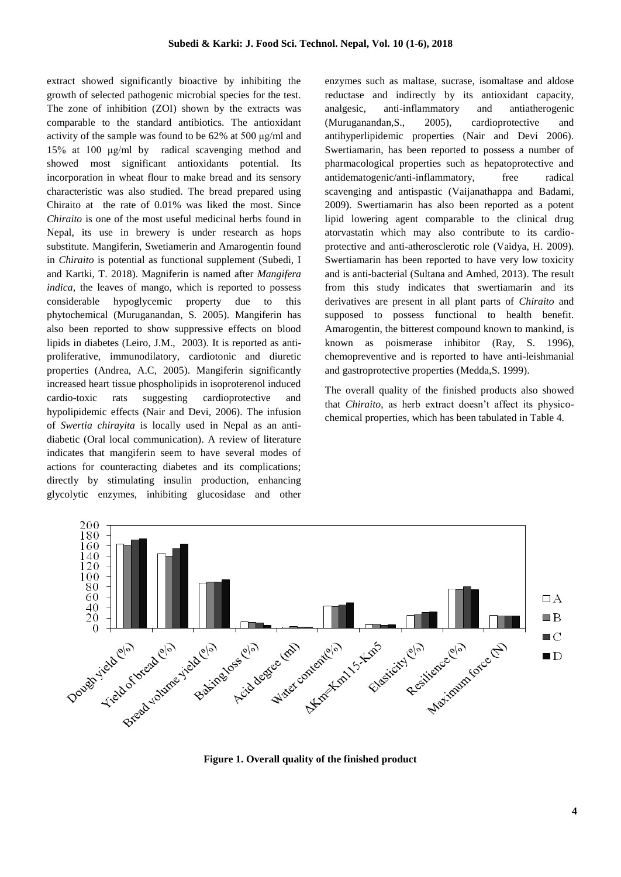extract showed significantly bioactive by inhibiting the growth of selected pathogenic microbial species for the test. The zone of inhibition (ZOI) shown by the extracts was comparable to the standard antibiotics. The antioxidant activity of the sample was found to be 62% at 500 μg/ml and 15% at 100 μg/ml by radical scavenging method and showed most significant antioxidants potential. Its incorporation in wheat flour to make bread and its sensory characteristic was also studied. The bread prepared using Chiraito at the rate of 0.01% was liked the most. Since *Chiraito* is one of the most useful medicinal herbs found in Nepal, its use in brewery is under research as hops substitute. Mangiferin, Swetiamerin and Amarogentin found in *Chiraito* is potential as functional supplement (Subedi, I and Kartki, T. 2018). Magniferin is named after *Mangifera indica*, the leaves of mango, which is reported to possess considerable hypoglycemic property due to this phytochemical (Muruganandan, S. 2005). Mangiferin has also been reported to show suppressive effects on blood lipids in diabetes (Leiro, J.M., 2003). It is reported as anti-proliferative, immunodilatory, cardiotonic and diuretic properties (Andrea, A.C, 2005). Mangiferin significantly increased heart tissue phospholipids in isoproterenol induced cardio-toxic rats suggesting cardioprotective and hypolipidemic effects (Nair and Devi, 2006). The infusion of *Swertia chirayita* is locally used in Nepal as an anti-diabetic (Oral local communication). A review of literature indicates that mangiferin seem to have several modes of actions for counteracting diabetes and its complications; directly by stimulating insulin production, enhancing glycolytic enzymes, inhibiting glucosidase and other enzymes such as maltase, sucrase, isomaltase and aldose reductase and indirectly by its antioxidant capacity, analgesic, anti-inflammatory and antiatherogenic (Muruganandan,S., 2005), cardioprotective and antihyperlipidemic properties (Nair and Devi 2006). Swertiamarin, has been reported to possess a number of pharmacological properties such as hepatoprotective and antidematogenic/anti-inflammatory, free radical scavenging and antispastic (Vaijanathappa and Badami, 2009). Swertiamarin has also been reported as a potent lipid lowering agent comparable to the clinical drug atorvastatin which may also contribute to its cardio-protective and anti-atherosclerotic role (Vaidya, H. 2009). Swertiamarin has been reported to have very low toxicity and is anti-bacterial (Sultana and Amhed, 2013). The result from this study indicates that swertiamarin and its derivatives are present in all plant parts of *Chiraito* and supposed to possess functional to health benefit. Amarogentin, the bitterest compound known to mankind, is known as poismerase inhibitor (Ray, S. 1996), chemopreventive and is reported to have anti-leishmanial and gastroprotective properties (Medda,S. 1999).

The overall quality of the finished products also showed that *Chiraito*, as herb extract doesn't affect its physico-chemical properties, which has been tabulated in Table 4.

**Figure 1. Overall quality of the finished product**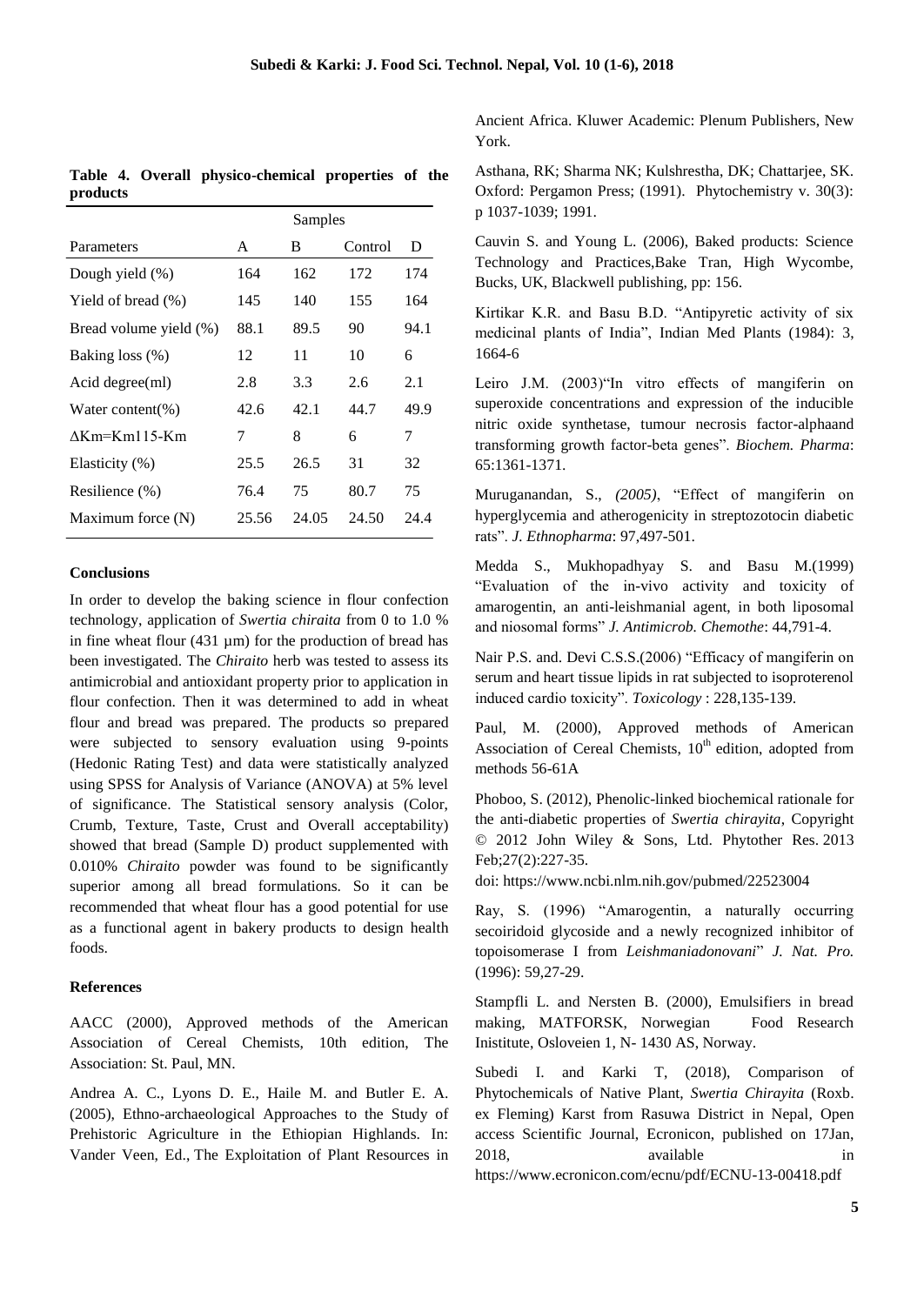**Table 4. Overall physico-chemical properties of the products**

| Parameters | Samples | | | |
|---|---|---|---|---|
| | A | B | Control | D |
| Dough yield (%) | 164 | 162 | 172 | 174 |
| Yield of bread (%) | 145 | 140 | 155 | 164 |
| Bread volume yield (%) | 88.1 | 89.5 | 90 | 94.1 |
| Baking loss (%) | 12 | 11 | 10 | 6 |
| Acid degree(ml) | 2.8 | 3.3 | 2.6 | 2.1 |
| Water content(%) | 42.6 | 42.1 | 44.7 | 49.9 |
| $\Delta$Km=Km115-Km | 7 | 8 | 6 | 7 |
| Elasticity (%) | 25.5 | 26.5 | 31 | 32 |
| Resilience (%) | 76.4 | 75 | 80.7 | 75 |
| Maximum force (N) | 25.56 | 24.05 | 24.50 | 24.4 |

#### Conclusions

In order to develop the baking science in flour confection technology, application of *Swertia chiraita* from 0 to 1.0 % in fine wheat flour (431 µm) for the production of bread has been investigated. The *Chiraito* herb was tested to assess its antimicrobial and antioxidant property prior to application in flour confection. Then it was determined to add in wheat flour and bread was prepared. The products so prepared were subjected to sensory evaluation using 9-points (Hedonic Rating Test) and data were statistically analyzed using SPSS for Analysis of Variance (ANOVA) at 5% level of significance. The Statistical sensory analysis (Color, Crumb, Texture, Taste, Crust and Overall acceptability) showed that bread (Sample D) product supplemented with 0.010% *Chiraito* powder was found to be significantly superior among all bread formulations. So it can be recommended that wheat flour has a good potential for use as a functional agent in bakery products to design health foods.

#### References

AACC (2000), Approved methods of the American Association of Cereal Chemists, 10th edition, The Association: St. Paul, MN.

Andrea A. C., Lyons D. E., Haile M. and Butler E. A. (2005), Ethno-archaeological Approaches to the Study of Prehistoric Agriculture in the Ethiopian Highlands. In: Vander Veen, Ed., The Exploitation of Plant Resources in Ancient Africa. Kluwer Academic: Plenum Publishers, New York.

Asthana, RK; Sharma NK; Kulshrestha, DK; Chattarjee, SK. Oxford: Pergamon Press; (1991). Phytochemistry v. 30(3): p 1037-1039; 1991.

Cauvin S. and Young L. (2006), Baked products: Science Technology and Practices,Bake Tran, High Wycombe, Bucks, UK, Blackwell publishing, pp: 156.

Kirtikar K.R. and Basu B.D. "Antipyretic activity of six medicinal plants of India", Indian Med Plants (1984): 3, 1664-6

Leiro J.M. (2003)"In vitro effects of mangiferin on superoxide concentrations and expression of the inducible nitric oxide synthetase, tumour necrosis factor-alphaand transforming growth factor-beta genes". *Biochem. Pharma*: 65:1361-1371.

Muruganandan, S., *(2005)*, "Effect of mangiferin on hyperglycemia and atherogenicity in streptozotocin diabetic rats". *J. Ethnopharma*: 97,497-501.

Medda S., Mukhopadhyay S. and Basu M.(1999) "Evaluation of the in-vivo activity and toxicity of amarogentin, an anti-leishmanial agent, in both liposomal and niosomal forms" *J. Antimicrob. Chemothe*: 44,791-4.

Nair P.S. and. Devi C.S.S.(2006) "Efficacy of mangiferin on serum and heart tissue lipids in rat subjected to isoproterenol induced cardio toxicity". *Toxicology* : 228,135-139.

Paul, M. (2000), Approved methods of American Association of Cereal Chemists, 10[th] edition, adopted from methods 56-61A

Phoboo, S. (2012), Phenolic-linked biochemical rationale for the anti-diabetic properties of *Swertia chirayita*, Copyright © 2012 John Wiley & Sons, Ltd. Phytother Res. 2013 Feb;27(2):227-35.
doi: https://www.ncbi.nlm.nih.gov/pubmed/22523004

Ray, S. (1996) "Amarogentin, a naturally occurring secoiridoid glycoside and a newly recognized inhibitor of topoisomerase I from *Leishmaniadonovani*" *J. Nat. Pro.* (1996): 59,27-29.

Stampfli L. and Nersten B. (2000), Emulsifiers in bread making, MATFORSK, Norwegian Food Research Inistitute, Osloveien 1, N- 1430 AS, Norway.

Subedi I. and Karki T, (2018), Comparison of Phytochemicals of Native Plant, *Swertia Chirayita* (Roxb. ex Fleming) Karst from Rasuwa District in Nepal, Open access Scientific Journal, Ecronicon, published on 17Jan, 2018, available in https://www.ecronicon.com/ecnu/pdf/ECNU-13-00418.pdf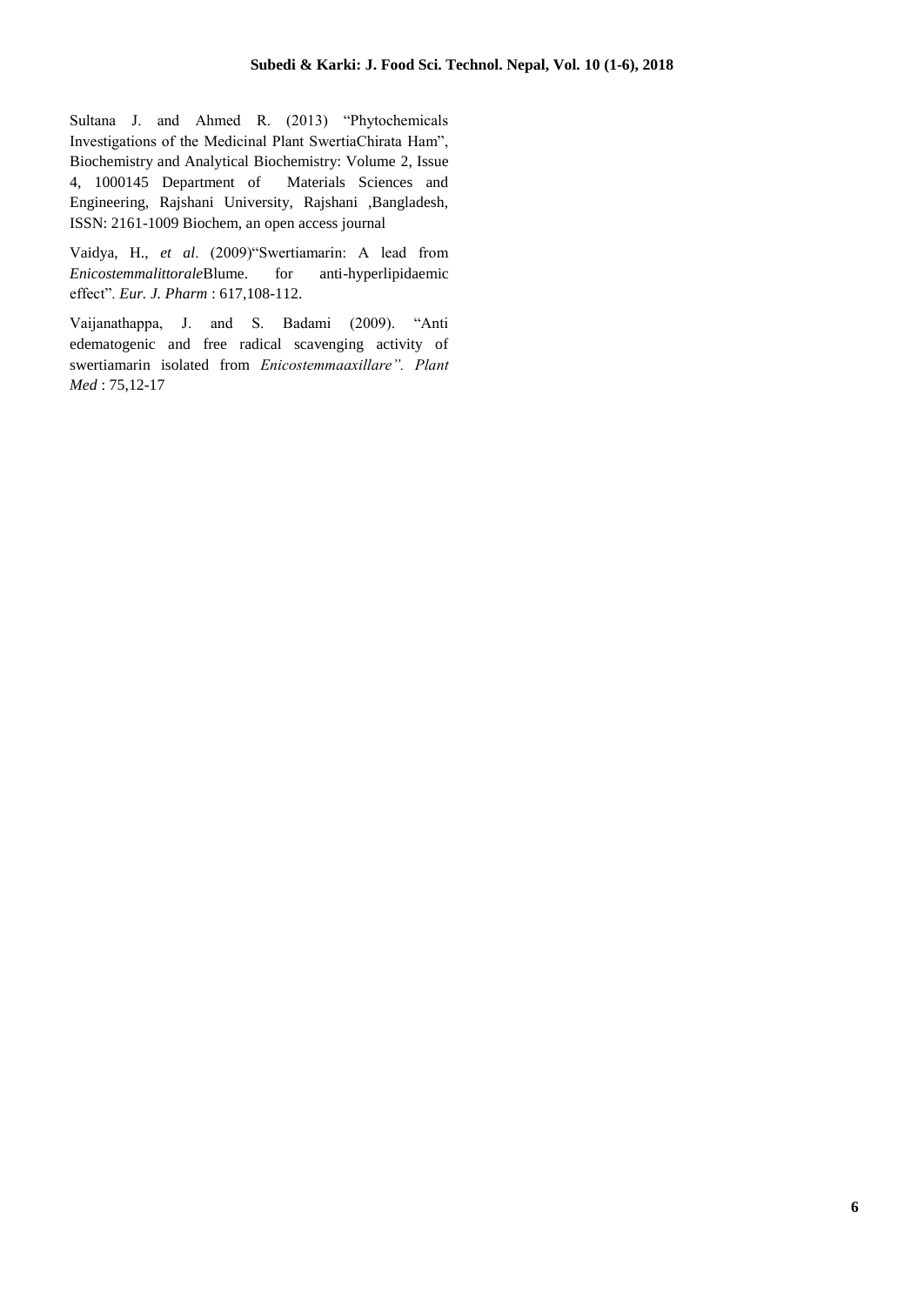Sultana J. and Ahmed R. (2013) "Phytochemicals Investigations of the Medicinal Plant SwertiaChirata Ham", Biochemistry and Analytical Biochemistry: Volume 2, Issue 4, 1000145 Department of Materials Sciences and Engineering, Rajshani University, Rajshani ,Bangladesh, ISSN: 2161-1009 Biochem, an open access journal

Vaidya, H., *et al*. (2009)"Swertiamarin: A lead from *Enicostemmalittorale*Blume. for anti-hyperlipidaemic effect". *Eur. J. Pharm* : 617,108-112.

Vaijanathappa, J. and S. Badami (2009). "Anti edematogenic and free radical scavenging activity of swertiamarin isolated from *Enicostemmaaxillare". Plant Med* : 75,12-17